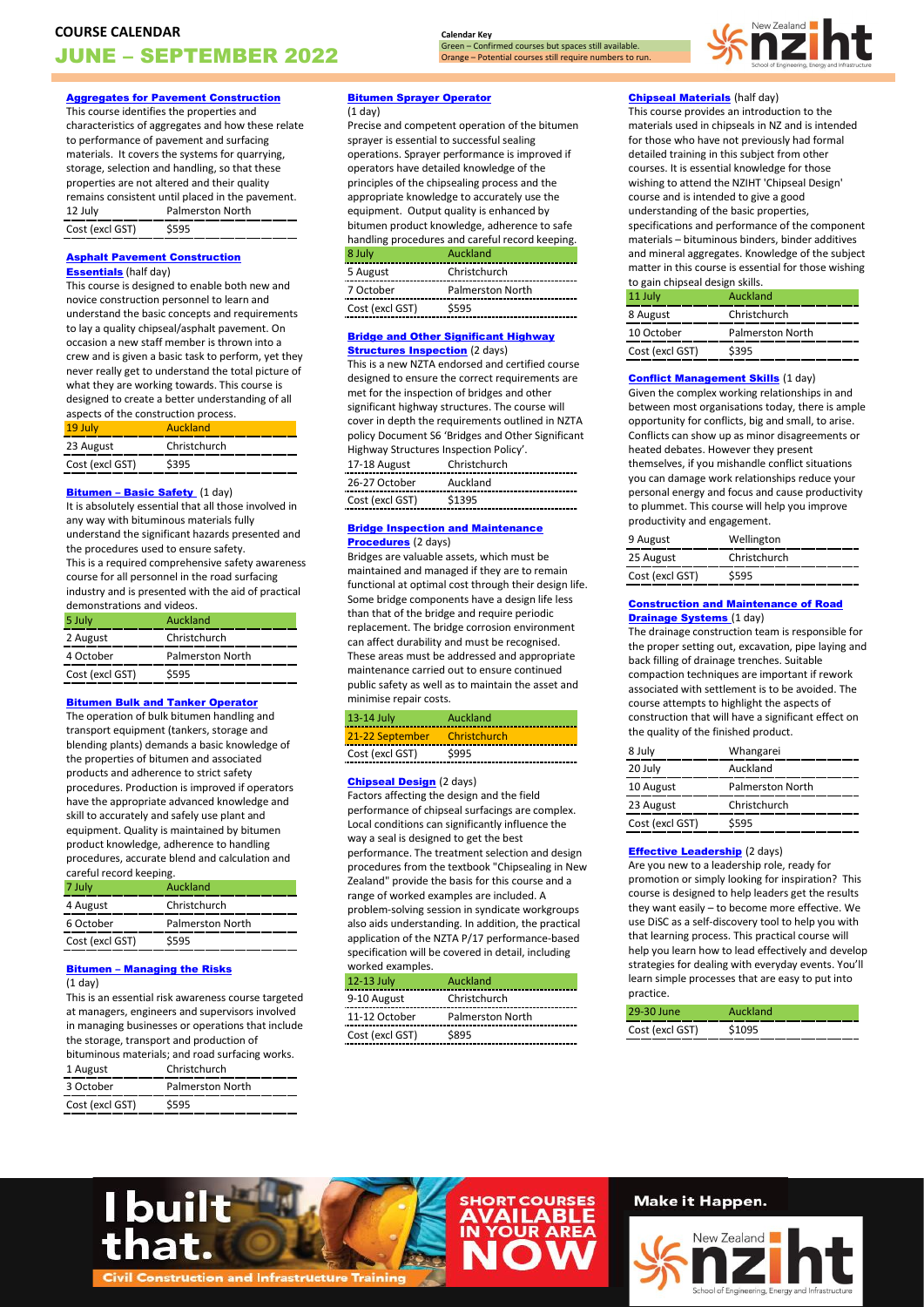# COURSE CALENDAR

# JUNE – SEPTEMBER 2022

**Calendar Key**
Green – Confirmed courses but spaces still available.
Orange – Potential courses still require numbers to run.

### Aggregates for Pavement Construction

This course identifies the properties and characteristics of aggregates and how these relate to performance of pavement and surfacing materials. It covers the systems for quarrying, storage, selection and handling, so that these properties are not altered and their quality remains consistent until placed in the pavement.

| 12 July | Palmerston North |
|---|---|
| Cost (excl GST) | $595 |

### Asphalt Pavement Construction Essentials (half day)

This course is designed to enable both new and novice construction personnel to learn and understand the basic concepts and requirements to lay a quality chipseal/asphalt pavement. On occasion a new staff member is thrown into a crew and is given a basic task to perform, yet they never really get to understand the total picture of what they are working towards. This course is designed to create a better understanding of all aspects of the construction process.

| 19 July | Auckland |
|---|---|
| 23 August | Christchurch |
| Cost (excl GST) | $395 |

### Bitumen – Basic Safety (1 day)

It is absolutely essential that all those involved in any way with bituminous materials fully understand the significant hazards presented and the procedures used to ensure safety.
This is a required comprehensive safety awareness course for all personnel in the road surfacing industry and is presented with the aid of practical demonstrations and videos.

| 5 July | Auckland |
|---|---|
| 2 August | Christchurch |
| 4 October | Palmerston North |
| Cost (excl GST) | $595 |

### Bitumen Bulk and Tanker Operator

The operation of bulk bitumen handling and transport equipment (tankers, storage and blending plants) demands a basic knowledge of the properties of bitumen and associated products and adherence to strict safety procedures. Production is improved if operators have the appropriate advanced knowledge and skill to accurately and safely use plant and equipment. Quality is maintained by bitumen product knowledge, adherence to handling procedures, accurate blend and calculation and careful record keeping.

| 7 July | Auckland |
|---|---|
| 4 August | Christchurch |
| 6 October | Palmerston North |
| Cost (excl GST) | $595 |

### Bitumen – Managing the Risks (1 day)

This is an essential risk awareness course targeted at managers, engineers and supervisors involved in managing businesses or operations that include the storage, transport and production of bituminous materials; and road surfacing works.

| 1 August | Christchurch |
|---|---|
| 3 October | Palmerston North |
| Cost (excl GST) | $595 |

### Bitumen Sprayer Operator (1 day)

Precise and competent operation of the bitumen sprayer is essential to successful sealing operations. Sprayer performance is improved if operators have detailed knowledge of the principles of the chipsealing process and the appropriate knowledge to accurately use the equipment. Output quality is enhanced by bitumen product knowledge, adherence to safe handling procedures and careful record keeping.

| 8 July | Auckland |
|---|---|
| 5 August | Christchurch |
| 7 October | Palmerston North |
| Cost (excl GST) | $595 |

### Bridge and Other Significant Highway Structures Inspection (2 days)

This is a new NZTA endorsed and certified course designed to ensure the correct requirements are met for the inspection of bridges and other significant highway structures. The course will cover in depth the requirements outlined in NZTA policy Document S6 'Bridges and Other Significant Highway Structures Inspection Policy'.

| 17-18 August | Christchurch |
|---|---|
| 26-27 October | Auckland |
| Cost (excl GST) | $1395 |

### Bridge Inspection and Maintenance Procedures (2 days)

Bridges are valuable assets, which must be maintained and managed if they are to remain functional at optimal cost through their design life. Some bridge components have a design life less than that of the bridge and require periodic replacement. The bridge corrosion environment can affect durability and must be recognised. These areas must be addressed and appropriate maintenance carried out to ensure continued public safety as well as to maintain the asset and minimise repair costs.

| 13-14 July | Auckland |
|---|---|
| 21-22 September | Christchurch |
| Cost (excl GST) | $995 |

### Chipseal Design (2 days)

Factors affecting the design and the field performance of chipseal surfacings are complex. Local conditions can significantly influence the way a seal is designed to get the best performance. The treatment selection and design procedures from the textbook "Chipsealing in New Zealand" provide the basis for this course and a range of worked examples are included. A problem-solving session in syndicate workgroups also aids understanding. In addition, the practical application of the NZTA P/17 performance-based specification will be covered in detail, including worked examples.

| 12-13 July | Auckland |
|---|---|
| 9-10 August | Christchurch |
| 11-12 October | Palmerston North |
| Cost (excl GST) | $895 |

### Chipseal Materials (half day)

This course provides an introduction to the materials used in chipseals in NZ and is intended for those who have not previously had formal detailed training in this subject from other courses. It is essential knowledge for those wishing to attend the NZIHT 'Chipseal Design' course and is intended to give a good understanding of the basic properties, specifications and performance of the component materials – bituminous binders, binder additives and mineral aggregates. Knowledge of the subject matter in this course is essential for those wishing to gain chipseal design skills.

| 11 July | Auckland |
|---|---|
| 8 August | Christchurch |
| 10 October | Palmerston North |
| Cost (excl GST) | $395 |

### Conflict Management Skills (1 day)

Given the complex working relationships in and between most organisations today, there is ample opportunity for conflicts, big and small, to arise. Conflicts can show up as minor disagreements or heated debates. However they present themselves, if you mishandle conflict situations you can damage work relationships reduce your personal energy and focus and cause productivity to plummet. This course will help you improve productivity and engagement.

| 9 August | Wellington |
|---|---|
| 25 August | Christchurch |
| Cost (excl GST) | $595 |

### Construction and Maintenance of Road Drainage Systems (1 day)

The drainage construction team is responsible for the proper setting out, excavation, pipe laying and back filling of drainage trenches. Suitable compaction techniques are important if rework associated with settlement is to be avoided. The course attempts to highlight the aspects of construction that will have a significant effect on the quality of the finished product.

| 8 July | Whangarei |
|---|---|
| 20 July | Auckland |
| 10 August | Palmerston North |
| 23 August | Christchurch |
| Cost (excl GST) | $595 |

### Effective Leadership (2 days)

Are you new to a leadership role, ready for promotion or simply looking for inspiration? This course is designed to help leaders get the results they want easily – to become more effective. We use DiSC as a self-discovery tool to help you with that learning process. This practical course will help you learn how to lead effectively and develop strategies for dealing with everyday events. You'll learn simple processes that are easy to put into practice.

| 29-30 June | Auckland |
|---|---|
| Cost (excl GST) | $1095 |

I built that.
Civil Construction and Infrastructure Training

SHORT COURSES AVAILABLE IN YOUR AREA NOW

Make it Happen.

New Zealand nziht
School of Engineering, Energy and Infrastructure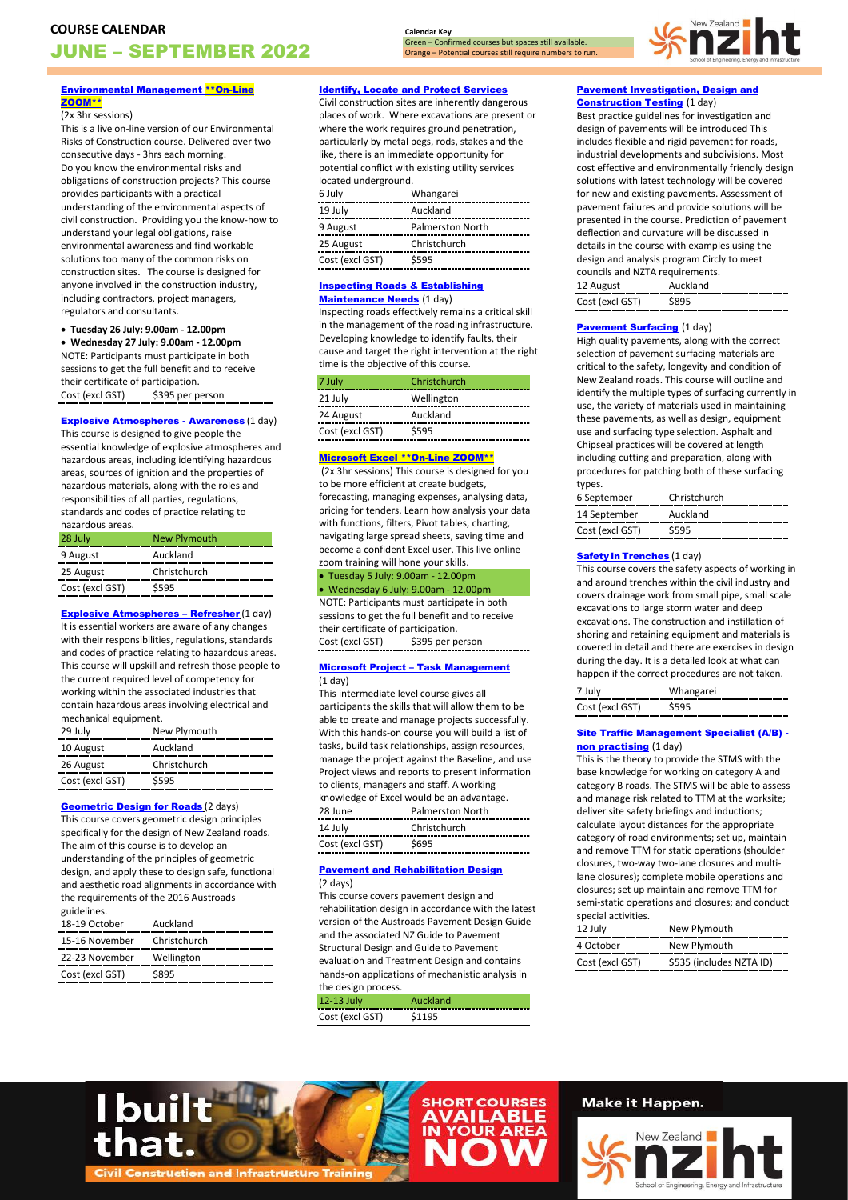# COURSE CALENDAR
# JUNE – SEPTEMBER 2022

**Calendar Key**
Green – Confirmed courses but spaces still available.
Orange – Potential courses still require numbers to run.

### Environmental Management **On-Line ZOOM**

(2x 3hr sessions)

This is a live on-line version of our Environmental Risks of Construction course. Delivered over two consecutive days - 3hrs each morning.

Do you know the environmental risks and obligations of construction projects? This course provides participants with a practical understanding of the environmental aspects of civil construction. Providing you the know-how to understand your legal obligations, raise environmental awareness and find workable solutions too many of the common risks on construction sites. The course is designed for anyone involved in the construction industry, including contractors, project managers, regulators and consultants.

- **Tuesday 26 July: 9.00am - 12.00pm**
- **Wednesday 27 July: 9.00am - 12.00pm**

NOTE: Participants must participate in both sessions to get the full benefit and to receive their certificate of participation.

| Cost (excl GST) | $395 per person |
|---|---|

### Explosive Atmospheres - Awareness (1 day)

This course is designed to give people the essential knowledge of explosive atmospheres and hazardous areas, including identifying hazardous areas, sources of ignition and the properties of hazardous materials, along with the roles and responsibilities of all parties, regulations, standards and codes of practice relating to hazardous areas.

| Date | Location |
|---|---|
| 28 July | New Plymouth |
| 9 August | Auckland |
| 25 August | Christchurch |
| Cost (excl GST) | $595 |

### Explosive Atmospheres – Refresher (1 day)

It is essential workers are aware of any changes with their responsibilities, regulations, standards and codes of practice relating to hazardous areas. This course will upskill and refresh those people to the current required level of competency for working within the associated industries that contain hazardous areas involving electrical and mechanical equipment.

| Date | Location |
|---|---|
| 29 July | New Plymouth |
| 10 August | Auckland |
| 26 August | Christchurch |
| Cost (excl GST) | $595 |

### Geometric Design for Roads (2 days)

This course covers geometric design principles specifically for the design of New Zealand roads. The aim of this course is to develop an understanding of the principles of geometric design, and apply these to design safe, functional and aesthetic road alignments in accordance with the requirements of the 2016 Austroads guidelines.

| Date | Location |
|---|---|
| 18-19 October | Auckland |
| 15-16 November | Christchurch |
| 22-23 November | Wellington |
| Cost (excl GST) | $895 |

### Identify, Locate and Protect Services

Civil construction sites are inherently dangerous places of work. Where excavations are present or where the work requires ground penetration, particularly by metal pegs, rods, stakes and the like, there is an immediate opportunity for potential conflict with existing utility services located underground.

| Date | Location |
|---|---|
| 6 July | Whangarei |
| 19 July | Auckland |
| 9 August | Palmerston North |
| 25 August | Christchurch |
| Cost (excl GST) | $595 |

### Inspecting Roads & Establishing Maintenance Needs (1 day)

Inspecting roads effectively remains a critical skill in the management of the roading infrastructure. Developing knowledge to identify faults, their cause and target the right intervention at the right time is the objective of this course.

| Date | Location |
|---|---|
| 7 July | Christchurch |
| 21 July | Wellington |
| 24 August | Auckland |
| Cost (excl GST) | $595 |

### Microsoft Excel **On-Line ZOOM**

(2x 3hr sessions) This course is designed for you to be more efficient at create budgets, forecasting, managing expenses, analysing data, pricing for tenders. Learn how analysis your data with functions, filters, Pivot tables, charting, navigating large spread sheets, saving time and become a confident Excel user. This live online zoom training will hone your skills.

- Tuesday 5 July: 9.00am - 12.00pm
- Wednesday 6 July: 9.00am - 12.00pm

NOTE: Participants must participate in both sessions to get the full benefit and to receive their certificate of participation.

| Cost (excl GST) | $395 per person |
|---|---|

### Microsoft Project – Task Management (1 day)

This intermediate level course gives all participants the skills that will allow them to be able to create and manage projects successfully. With this hands-on course you will build a list of tasks, build task relationships, assign resources, manage the project against the Baseline, and use Project views and reports to present information to clients, managers and staff. A working knowledge of Excel would be an advantage.

| Date | Location |
|---|---|
| 28 June | Palmerston North |
| 14 July | Christchurch |
| Cost (excl GST) | $695 |

### Pavement and Rehabilitation Design (2 days)

This course covers pavement design and rehabilitation design in accordance with the latest version of the Austroads Pavement Design Guide and the associated NZ Guide to Pavement Structural Design and Guide to Pavement evaluation and Treatment Design and contains hands-on applications of mechanistic analysis in the design process.

| Date | Location |
|---|---|
| 12-13 July | Auckland |
| Cost (excl GST) | $1195 |

### Pavement Investigation, Design and Construction Testing (1 day)

Best practice guidelines for investigation and design of pavements will be introduced This includes flexible and rigid pavement for roads, industrial developments and subdivisions. Most cost effective and environmentally friendly design solutions with latest technology will be covered for new and existing pavements. Assessment of pavement failures and provide solutions will be presented in the course. Prediction of pavement deflection and curvature will be discussed in details in the course with examples using the design and analysis program Circly to meet councils and NZTA requirements.

| Date | Location |
|---|---|
| 12 August | Auckland |
| Cost (excl GST) | $895 |

### Pavement Surfacing (1 day)

High quality pavements, along with the correct selection of pavement surfacing materials are critical to the safety, longevity and condition of New Zealand roads. This course will outline and identify the multiple types of surfacing currently in use, the variety of materials used in maintaining these pavements, as well as design, equipment use and surfacing type selection. Asphalt and Chipseal practices will be covered at length including cutting and preparation, along with procedures for patching both of these surfacing types.

| Date | Location |
|---|---|
| 6 September | Christchurch |
| 14 September | Auckland |
| Cost (excl GST) | $595 |

### Safety in Trenches (1 day)

This course covers the safety aspects of working in and around trenches within the civil industry and covers drainage work from small pipe, small scale excavations to large storm water and deep excavations. The construction and instillation of shoring and retaining equipment and materials is covered in detail and there are exercises in design during the day. It is a detailed look at what can happen if the correct procedures are not taken.

| Date | Location |
|---|---|
| 7 July | Whangarei |
| Cost (excl GST) | $595 |

### Site Traffic Management Specialist (A/B) - non practising (1 day)

This is the theory to provide the STMS with the base knowledge for working on category A and category B roads. The STMS will be able to assess and manage risk related to TTM at the worksite; deliver site safety briefings and inductions; calculate layout distances for the appropriate category of road environments; set up, maintain and remove TTM for static operations (shoulder closures, two-way two-lane closures and multi-lane closures); complete mobile operations and closures; set up maintain and remove TTM for semi-static operations and closures; and conduct special activities.

| Date | Location |
|---|---|
| 12 July | New Plymouth |
| 4 October | New Plymouth |
| Cost (excl GST) | $535 (includes NZTA ID) |

I built that.
Civil Construction and Infrastructure Training

SHORT COURSES AVAILABLE IN YOUR AREA NOW

Make it Happen.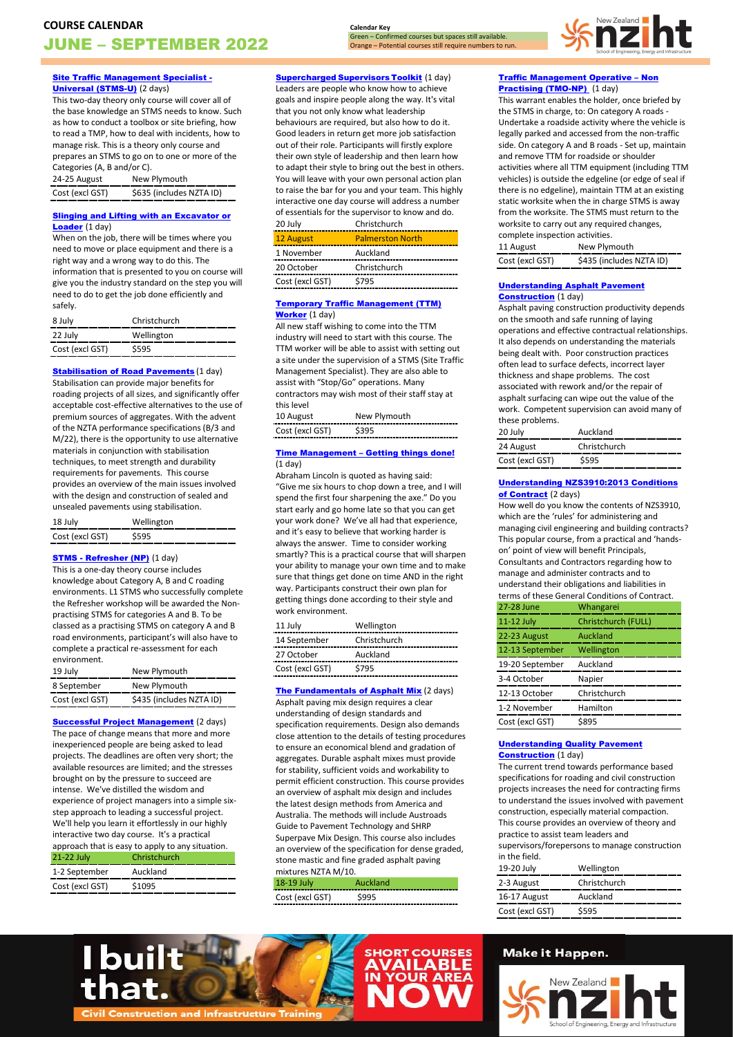# COURSE CALENDAR

# JUNE – SEPTEMBER 2022

**Calendar Key**
Green – Confirmed courses but spaces still available.
Orange – Potential courses still require numbers to run.

### Site Traffic Management Specialist - Universal (STMS-U) (2 days)

This two-day theory only course will cover all of the base knowledge an STMS needs to know. Such as how to conduct a toolbox or site briefing, how to read a TMP, how to deal with incidents, how to manage risk. This is a theory only course and prepares an STMS to go on to one or more of the Categories (A, B and/or C).

| 24-25 August | New Plymouth |
|---|---|
| Cost (excl GST) | $635 (includes NZTA ID) |

### Slinging and Lifting with an Excavator or Loader (1 day)

When on the job, there will be times where you need to move or place equipment and there is a right way and a wrong way to do this. The information that is presented to you on course will give you the industry standard on the step you will need to do to get the job done efficiently and safely.

| 8 July | Christchurch |
|---|---|
| 22 July | Wellington |
| Cost (excl GST) | $595 |

### Stabilisation of Road Pavements (1 day)

Stabilisation can provide major benefits for roading projects of all sizes, and significantly offer acceptable cost-effective alternatives to the use of premium sources of aggregates. With the advent of the NZTA performance specifications (B/3 and M/22), there is the opportunity to use alternative materials in conjunction with stabilisation techniques, to meet strength and durability requirements for pavements. This course provides an overview of the main issues involved with the design and construction of sealed and unsealed pavements using stabilisation.

| 18 July | Wellington |
|---|---|
| Cost (excl GST) | $595 |

### STMS - Refresher (NP) (1 day)

This is a one-day theory course includes knowledge about Category A, B and C roading environments. L1 STMS who successfully complete the Refresher workshop will be awarded the Non-practising STMS for categories A and B. To be classed as a practising STMS on category A and B road environments, participant's will also have to complete a practical re-assessment for each environment.

| 19 July | New Plymouth |
|---|---|
| 8 September | New Plymouth |
| Cost (excl GST) | $435 (includes NZTA ID) |

### Successful Project Management (2 days)

The pace of change means that more and more inexperienced people are being asked to lead projects. The deadlines are often very short; the available resources are limited; and the stresses brought on by the pressure to succeed are intense. We've distilled the wisdom and experience of project managers into a simple six-step approach to leading a successful project. We'll help you learn it effortlessly in our highly interactive two day course. It's a practical approach that is easy to apply to any situation.

| 21-22 July | Christchurch |
|---|---|
| 1-2 September | Auckland |
| Cost (excl GST) | $1095 |

### Supercharged Supervisors Toolkit (1 day)

Leaders are people who know how to achieve goals and inspire people along the way. It's vital that you not only know what leadership behaviours are required, but also how to do it. Good leaders in return get more job satisfaction out of their role. Participants will firstly explore their own style of leadership and then learn how to adapt their style to bring out the best in others. You will leave with your own personal action plan to raise the bar for you and your team. This highly interactive one day course will address a number of essentials for the supervisor to know and do.

| 20 July | Christchurch |
|---|---|
| 12 August | Palmerston North |
| 1 November | Auckland |
| 20 October | Christchurch |
| Cost (excl GST) | $795 |

### Temporary Traffic Management (TTM) Worker (1 day)

All new staff wishing to come into the TTM industry will need to start with this course. The TTM worker will be able to assist with setting out a site under the supervision of a STMS (Site Traffic Management Specialist). They are also able to assist with "Stop/Go" operations. Many contractors may wish most of their staff stay at this level

| 10 August | New Plymouth |
|---|---|
| Cost (excl GST) | $395 |

### Time Management – Getting things done! (1 day)

Abraham Lincoln is quoted as having said: "Give me six hours to chop down a tree, and I will spend the first four sharpening the axe." Do you start early and go home late so that you can get your work done? We've all had that experience, and it's easy to believe that working harder is always the answer. Time to consider working smartly? This is a practical course that will sharpen your ability to manage your own time and to make sure that things get done on time AND in the right way. Participants construct their own plan for getting things done according to their style and work environment.

| 11 July | Wellington |
|---|---|
| 14 September | Christchurch |
| 27 October | Auckland |
| Cost (excl GST) | $795 |

### The Fundamentals of Asphalt Mix (2 days)

Asphalt paving mix design requires a clear understanding of design standards and specification requirements. Design also demands close attention to the details of testing procedures to ensure an economical blend and gradation of aggregates. Durable asphalt mixes must provide for stability, sufficient voids and workability to permit efficient construction. This course provides an overview of asphalt mix design and includes the latest design methods from America and Australia. The methods will include Austroads Guide to Pavement Technology and SHRP Superpave Mix Design. This course also includes an overview of the specification for dense graded, stone mastic and fine graded asphalt paving mixtures NZTA M/10.

| 18-19 July | Auckland |
|---|---|
| Cost (excl GST) | $995 |

### Traffic Management Operative – Non Practising (TMO-NP) (1 day)

This warrant enables the holder, once briefed by the STMS in charge, to: On category A roads - Undertake a roadside activity where the vehicle is legally parked and accessed from the non-traffic side. On category A and B roads - Set up, maintain and remove TTM for roadside or shoulder activities where all TTM equipment (including TTM vehicles) is outside the edgeline (or edge of seal if there is no edgeline), maintain TTM at an existing static worksite when the in charge STMS is away from the worksite. The STMS must return to the worksite to carry out any required changes, complete inspection activities.

| 11 August | New Plymouth |
|---|---|
| Cost (excl GST) | $435 (includes NZTA ID) |

### Understanding Asphalt Pavement Construction (1 day)

Asphalt paving construction productivity depends on the smooth and safe running of laying operations and effective contractual relationships. It also depends on understanding the materials being dealt with. Poor construction practices often lead to surface defects, incorrect layer thickness and shape problems. The cost associated with rework and/or the repair of asphalt surfacing can wipe out the value of the work. Competent supervision can avoid many of these problems.

| 20 July | Auckland |
|---|---|
| 24 August | Christchurch |
| Cost (excl GST) | $595 |

### Understanding NZS3910:2013 Conditions of Contract (2 days)

How well do you know the contents of NZS3910, which are the 'rules' for administering and managing civil engineering and building contracts? This popular course, from a practical and 'hands-on' point of view will benefit Principals, Consultants and Contractors regarding how to manage and administer contracts and to understand their obligations and liabilities in terms of these General Conditions of Contract.

| 27-28 June | Whangarei |
|---|---|
| 11-12 July | Christchurch (FULL) |
| 22-23 August | Auckland |
| 12-13 September | Wellington |
| 19-20 September | Auckland |
| 3-4 October | Napier |
| 12-13 October | Christchurch |
| 1-2 November | Hamilton |
| Cost (excl GST) | $895 |

### Understanding Quality Pavement Construction (1 day)

The current trend towards performance based specifications for roading and civil construction projects increases the need for contracting firms to understand the issues involved with pavement construction, especially material compaction. This course provides an overview of theory and practice to assist team leaders and supervisors/forepersons to manage construction in the field.

| 19-20 July | Wellington |
|---|---|
| 2-3 August | Christchurch |
| 16-17 August | Auckland |
| Cost (excl GST) | $595 |

I built that.
Civil Construction and Infrastructure Training

SHORT COURSES AVAILABLE IN YOUR AREA NOW

Make it Happen.
New Zealand nziht School of Engineering, Energy and Infrastructure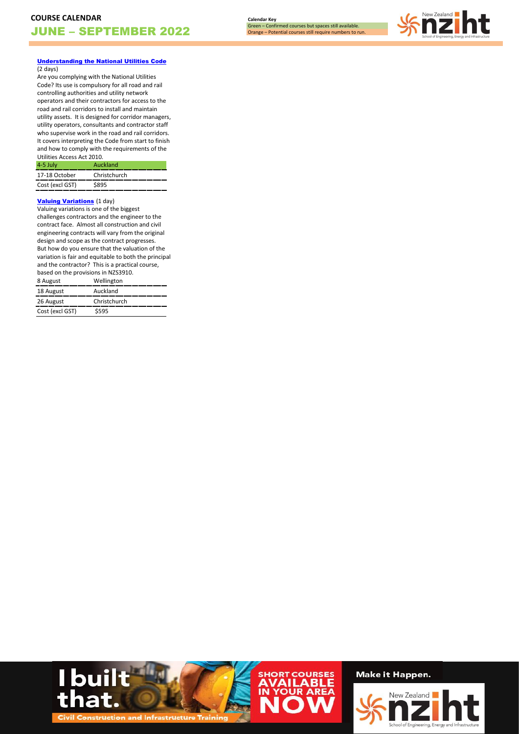## Understanding the National Utilities Code

(2 days)

Are you complying with the National Utilities Code? Its use is compulsory for all road and rail controlling authorities and utility network operators and their contractors for access to the road and rail corridors to install and maintain utility assets. It is designed for corridor managers, utility operators, consultants and contractor staff who supervise work in the road and rail corridors. It covers interpreting the Code from start to finish and how to comply with the requirements of the Utilities Access Act 2010.

| | |
|---|---|
| 4-5 July | Auckland |
| 17-18 October | Christchurch |
| Cost (excl GST) | $895 |

## Valuing Variations

(1 day)

Valuing variations is one of the biggest challenges contractors and the engineer to the contract face. Almost all construction and civil engineering contracts will vary from the original design and scope as the contract progresses. But how do you ensure that the valuation of the variation is fair and equitable to both the principal and the contractor? This is a practical course, based on the provisions in NZS3910.

| | |
|---|---|
| 8 August | Wellington |
| 18 August | Auckland |
| 26 August | Christchurch |
| Cost (excl GST) | $595 |

I built that.

Civil Construction and Infrastructure Training

SHORT COURSES AVAILABLE IN YOUR AREA NOW

Make it Happen.